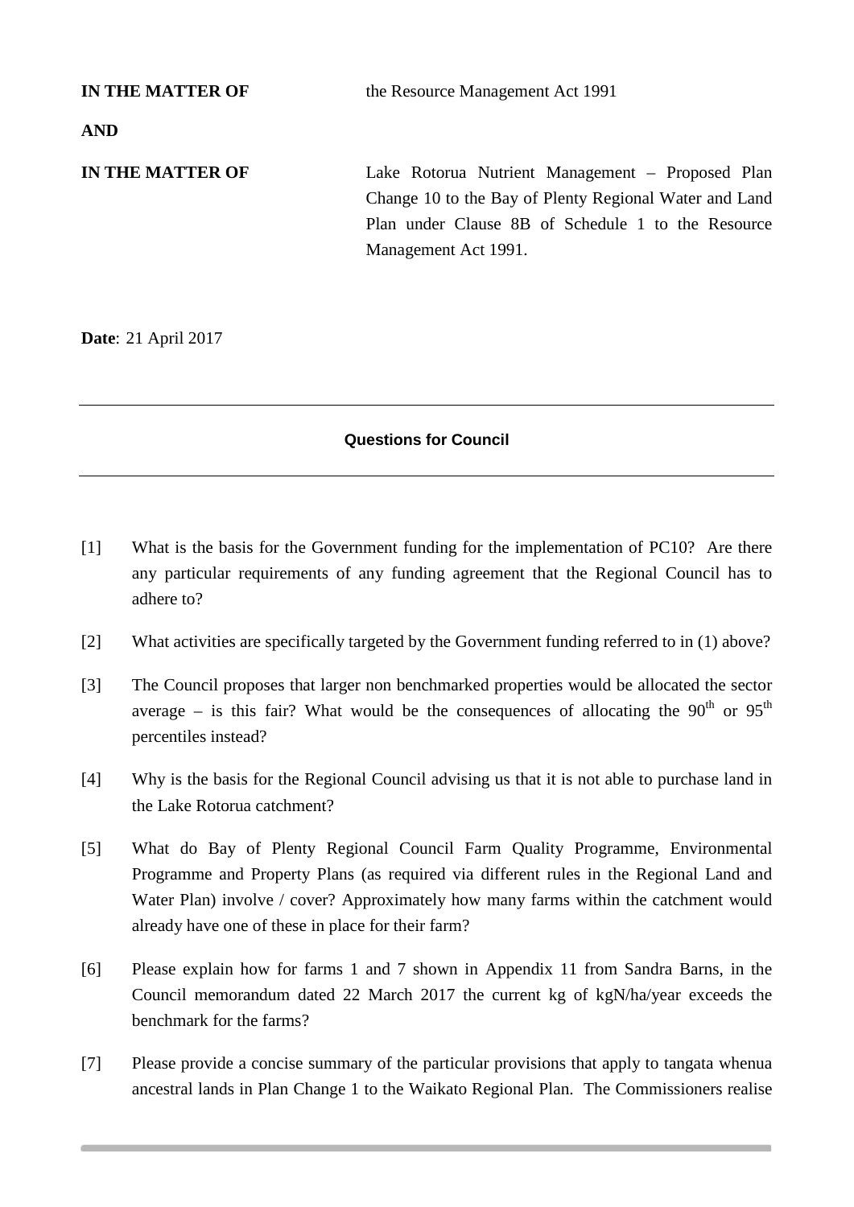| | |
|---|---|
| **IN THE MATTER OF** | the Resource Management Act 1991 |
| **AND** | |
| **IN THE MATTER OF** | Lake Rotorua Nutrient Management – Proposed Plan Change 10 to the Bay of Plenty Regional Water and Land Plan under Clause 8B of Schedule 1 to the Resource Management Act 1991. |

**Date**: 21 April 2017

---

**Questions for Council**

---

[1] What is the basis for the Government funding for the implementation of PC10? Are there any particular requirements of any funding agreement that the Regional Council has to adhere to?

[2] What activities are specifically targeted by the Government funding referred to in (1) above?

[3] The Council proposes that larger non benchmarked properties would be allocated the sector average – is this fair? What would be the consequences of allocating the 90th or 95th percentiles instead?

[4] Why is the basis for the Regional Council advising us that it is not able to purchase land in the Lake Rotorua catchment?

[5] What do Bay of Plenty Regional Council Farm Quality Programme, Environmental Programme and Property Plans (as required via different rules in the Regional Land and Water Plan) involve / cover? Approximately how many farms within the catchment would already have one of these in place for their farm?

[6] Please explain how for farms 1 and 7 shown in Appendix 11 from Sandra Barns, in the Council memorandum dated 22 March 2017 the current kg of kgN/ha/year exceeds the benchmark for the farms?

[7] Please provide a concise summary of the particular provisions that apply to tangata whenua ancestral lands in Plan Change 1 to the Waikato Regional Plan. The Commissioners realise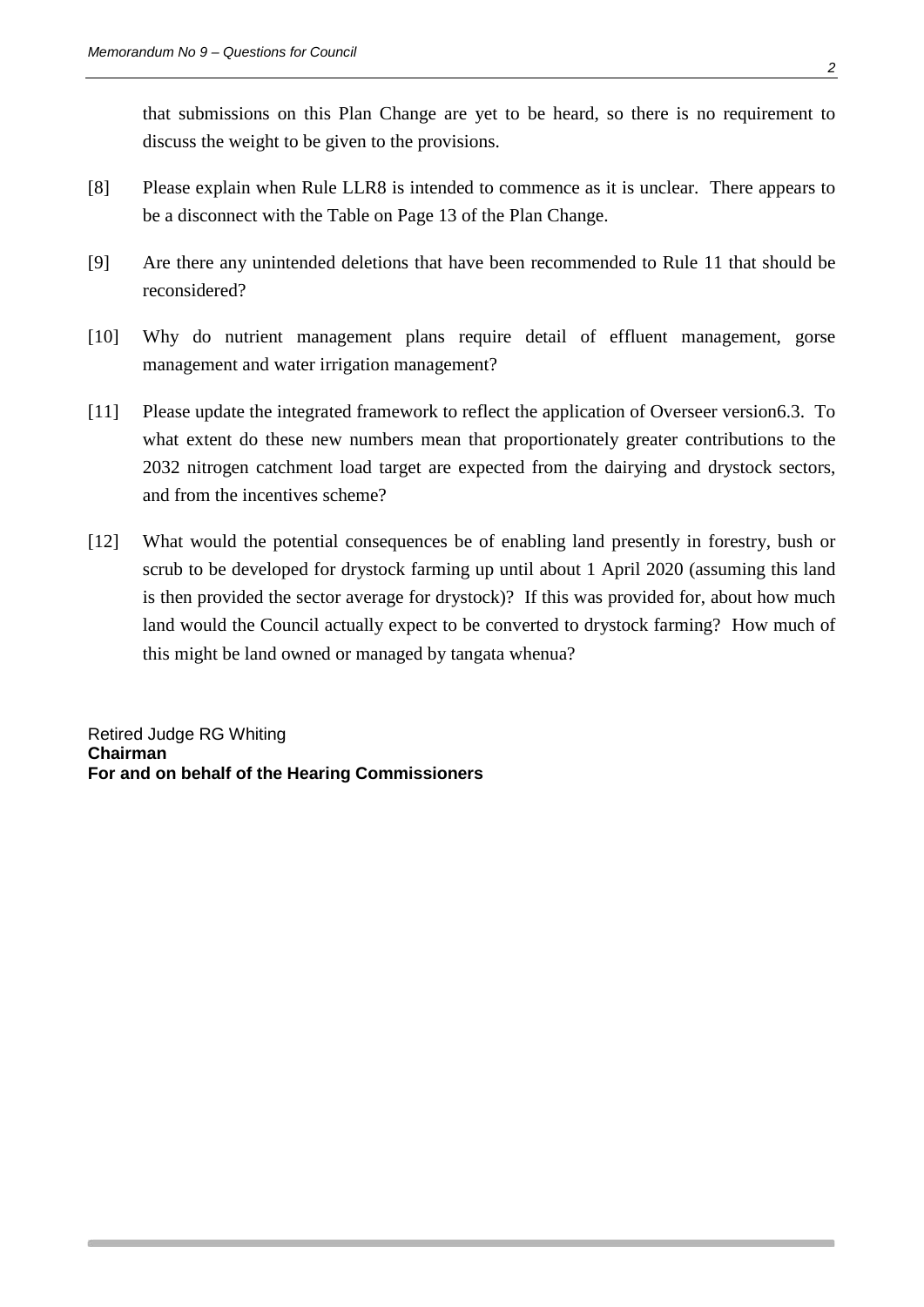that submissions on this Plan Change are yet to be heard, so there is no requirement to discuss the weight to be given to the provisions.

[8] Please explain when Rule LLR8 is intended to commence as it is unclear. There appears to be a disconnect with the Table on Page 13 of the Plan Change.

[9] Are there any unintended deletions that have been recommended to Rule 11 that should be reconsidered?

[10] Why do nutrient management plans require detail of effluent management, gorse management and water irrigation management?

[11] Please update the integrated framework to reflect the application of Overseer version6.3. To what extent do these new numbers mean that proportionately greater contributions to the 2032 nitrogen catchment load target are expected from the dairying and drystock sectors, and from the incentives scheme?

[12] What would the potential consequences be of enabling land presently in forestry, bush or scrub to be developed for drystock farming up until about 1 April 2020 (assuming this land is then provided the sector average for drystock)? If this was provided for, about how much land would the Council actually expect to be converted to drystock farming? How much of this might be land owned or managed by tangata whenua?

Retired Judge RG Whiting
**Chairman**
**For and on behalf of the Hearing Commissioners**